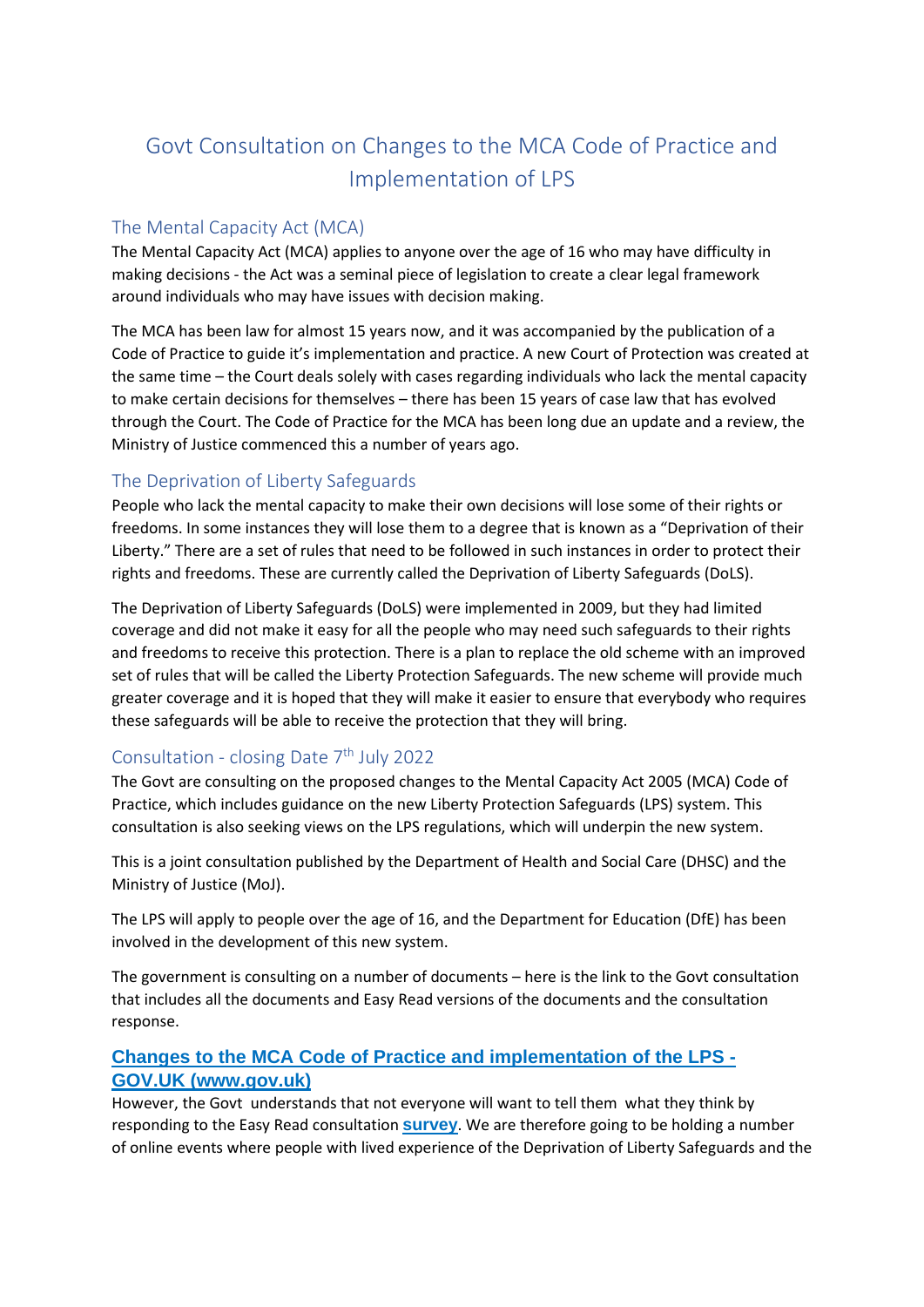# Govt Consultation on Changes to the MCA Code of Practice and Implementation of LPS

## The Mental Capacity Act (MCA)

The Mental Capacity Act (MCA) applies to anyone over the age of 16 who may have difficulty in making decisions - the Act was a seminal piece of legislation to create a clear legal framework around individuals who may have issues with decision making.

The MCA has been law for almost 15 years now, and it was accompanied by the publication of a Code of Practice to guide it's implementation and practice. A new Court of Protection was created at the same time – the Court deals solely with cases regarding individuals who lack the mental capacity to make certain decisions for themselves – there has been 15 years of case law that has evolved through the Court. The Code of Practice for the MCA has been long due an update and a review, the Ministry of Justice commenced this a number of years ago.

## The Deprivation of Liberty Safeguards

People who lack the mental capacity to make their own decisions will lose some of their rights or freedoms. In some instances they will lose them to a degree that is known as a "Deprivation of their Liberty." There are a set of rules that need to be followed in such instances in order to protect their rights and freedoms. These are currently called the Deprivation of Liberty Safeguards (DoLS).

The Deprivation of Liberty Safeguards (DoLS) were implemented in 2009, but they had limited coverage and did not make it easy for all the people who may need such safeguards to their rights and freedoms to receive this protection. There is a plan to replace the old scheme with an improved set of rules that will be called the Liberty Protection Safeguards. The new scheme will provide much greater coverage and it is hoped that they will make it easier to ensure that everybody who requires these safeguards will be able to receive the protection that they will bring.

## Consultation - closing Date 7th July 2022

The Govt are consulting on the proposed changes to the Mental Capacity Act 2005 (MCA) Code of Practice, which includes guidance on the new Liberty Protection Safeguards (LPS) system. This consultation is also seeking views on the LPS regulations, which will underpin the new system.

This is a joint consultation published by the Department of Health and Social Care (DHSC) and the Ministry of Justice (MoJ).

The LPS will apply to people over the age of 16, and the Department for Education (DfE) has been involved in the development of this new system.

The government is consulting on a number of documents – here is the link to the Govt consultation that includes all the documents and Easy Read versions of the documents and the consultation response.

### Changes to the MCA Code of Practice and implementation of the LPS - GOV.UK (www.gov.uk)

However, the Govt understands that not everyone will want to tell them what they think by responding to the Easy Read consultation **survey**. We are therefore going to be holding a number of online events where people with lived experience of the Deprivation of Liberty Safeguards and the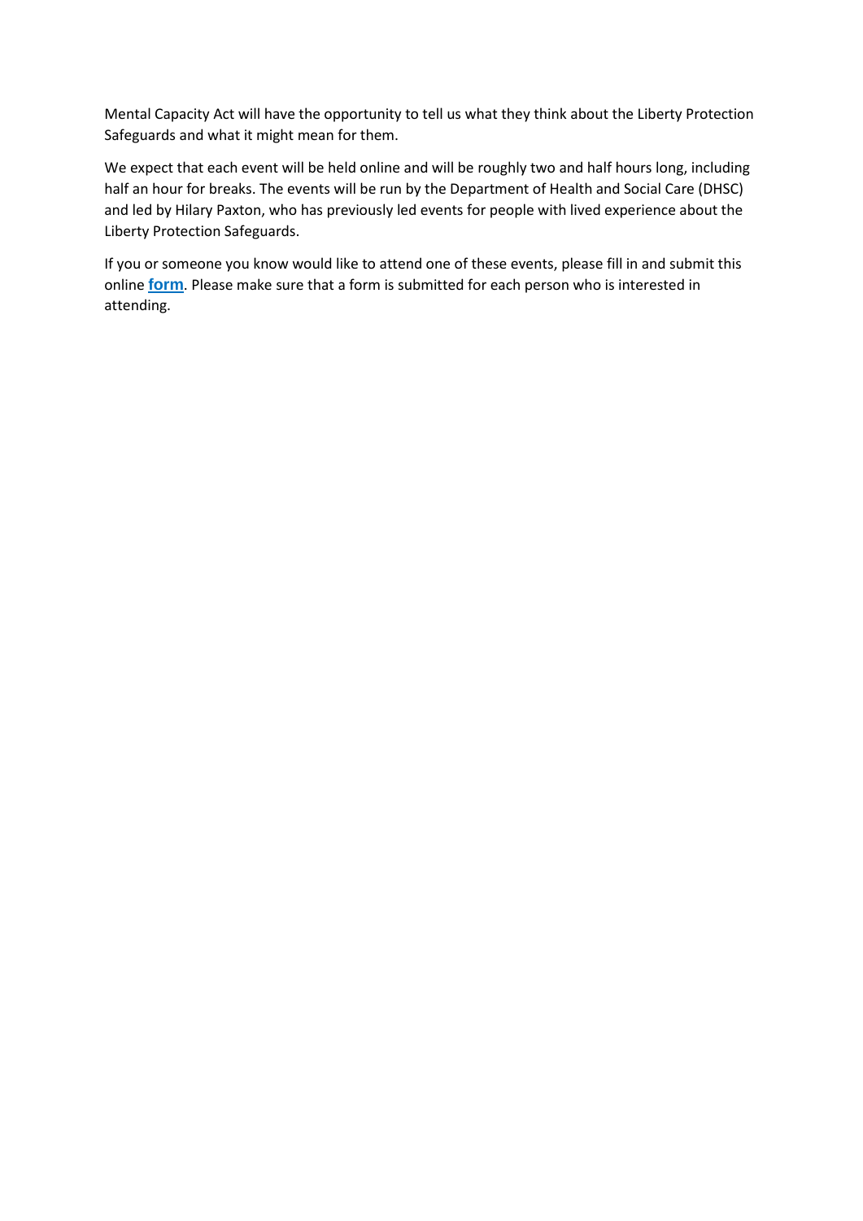Mental Capacity Act will have the opportunity to tell us what they think about the Liberty Protection Safeguards and what it might mean for them.

We expect that each event will be held online and will be roughly two and half hours long, including half an hour for breaks. The events will be run by the Department of Health and Social Care (DHSC) and led by Hilary Paxton, who has previously led events for people with lived experience about the Liberty Protection Safeguards.

If you or someone you know would like to attend one of these events, please fill in and submit this online **form**. Please make sure that a form is submitted for each person who is interested in attending.